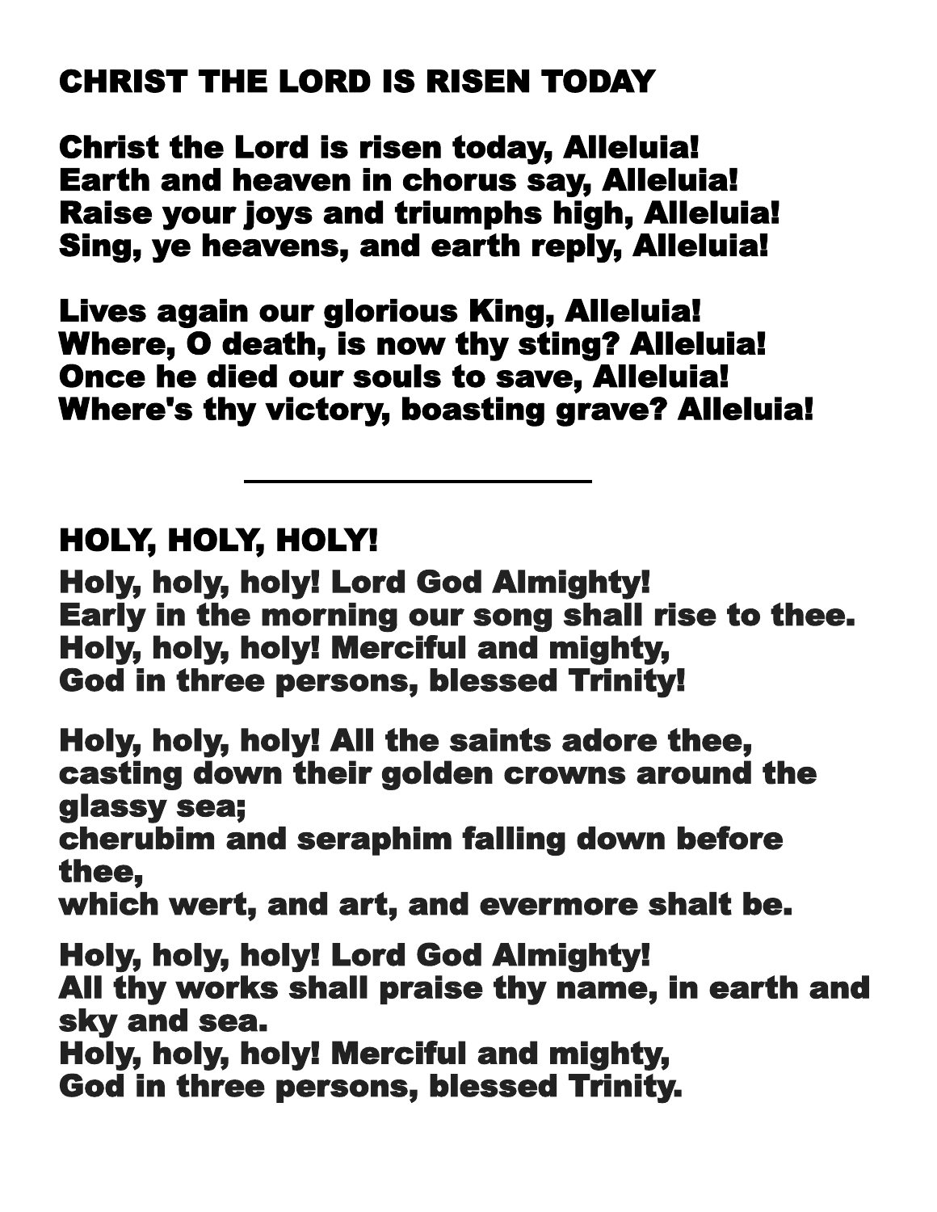# CHRIST THE LORD IS RISEN TODAY

Christ the Lord is risen today, Alleluia!
Earth and heaven in chorus say, Alleluia!
Raise your joys and triumphs high, Alleluia!
Sing, ye heavens, and earth reply, Alleluia!

Lives again our glorious King, Alleluia!
Where, O death, is now thy sting? Alleluia!
Once he died our souls to save, Alleluia!
Where's thy victory, boasting grave? Alleluia!

---

# HOLY, HOLY, HOLY!

Holy, holy, holy! Lord God Almighty!
Early in the morning our song shall rise to thee.
Holy, holy, holy! Merciful and mighty,
God in three persons, blessed Trinity!

Holy, holy, holy! All the saints adore thee,
casting down their golden crowns around the glassy sea;
cherubim and seraphim falling down before thee,
which wert, and art, and evermore shalt be.

Holy, holy, holy! Lord God Almighty!
All thy works shall praise thy name, in earth and sky and sea.
Holy, holy, holy! Merciful and mighty,
God in three persons, blessed Trinity.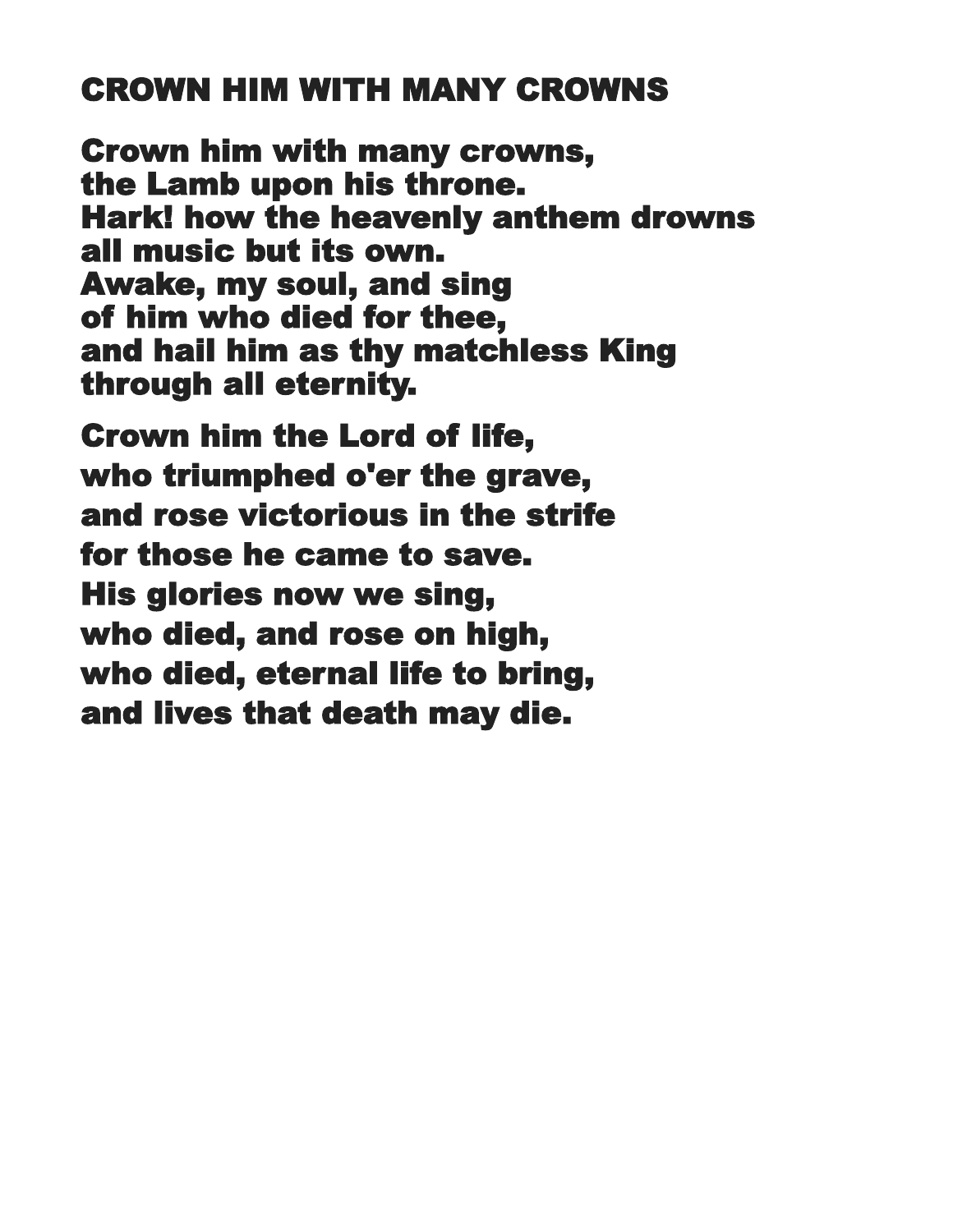# CROWN HIM WITH MANY CROWNS

Crown him with many crowns,  
the Lamb upon his throne.  
Hark! how the heavenly anthem drowns  
all music but its own.  
Awake, my soul, and sing  
of him who died for thee,  
and hail him as thy matchless King  
through all eternity.

Crown him the Lord of life,  
who triumphed o'er the grave,  
and rose victorious in the strife  
for those he came to save.  
His glories now we sing,  
who died, and rose on high,  
who died, eternal life to bring,  
and lives that death may die.